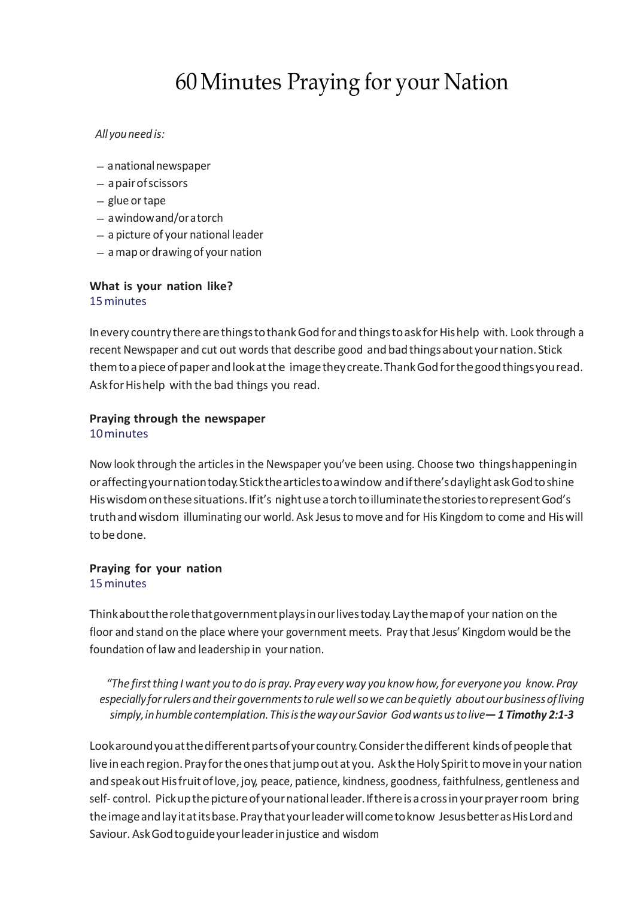# 60 Minutes Praying for your Nation

*All you need is:*

- a national newspaper
- a pair of scissors
- glue or tape
- a window and/or a torch
- a picture of your national leader
- a map or drawing of your nation

**What is your nation like?**
15 minutes

In every country there are things to thank God for and things to ask for His help with. Look through a recent Newspaper and cut out words that describe good and bad things about your nation. Stick them to a piece of paper and look at the image they create. Thank God for the good things you read. Ask for His help with the bad things you read.

**Praying through the newspaper**
10 minutes

Now look through the articles in the Newspaper you've been using. Choose two things happening in or affecting your nation today. Stick the articles to a window and if there's daylight ask God to shine His wisdom on these situations. If it's night use a torch to illuminate the stories to represent God's truth and wisdom illuminating our world. Ask Jesus to move and for His Kingdom to come and His will to be done.

**Praying for your nation**
15 minutes

Think about the role that government plays in our lives today. Lay the map of your nation on the floor and stand on the place where your government meets. Pray that Jesus' Kingdom would be the foundation of law and leadership in your nation.

> *"The first thing I want you to do is pray. Pray every way you know how, for everyone you know. Pray especially for rulers and their governments to rule well so we can be quietly about our business of living simply, in humble contemplation. This is the way our Savior God wants us to live* ***— 1 Timothy 2:1-3***

Look around you at the different parts of your country. Consider the different kinds of people that live in each region. Pray for the ones that jump out at you. Ask the Holy Spirit to move in your nation and speak out His fruit of love, joy, peace, patience, kindness, goodness, faithfulness, gentleness and self- control. Pick up the picture of your national leader. If there is a cross in your prayer room bring the image and lay it at its base. Pray that your leader will come to know Jesus better as His Lord and Saviour. Ask God to guide your leader in justice and wisdom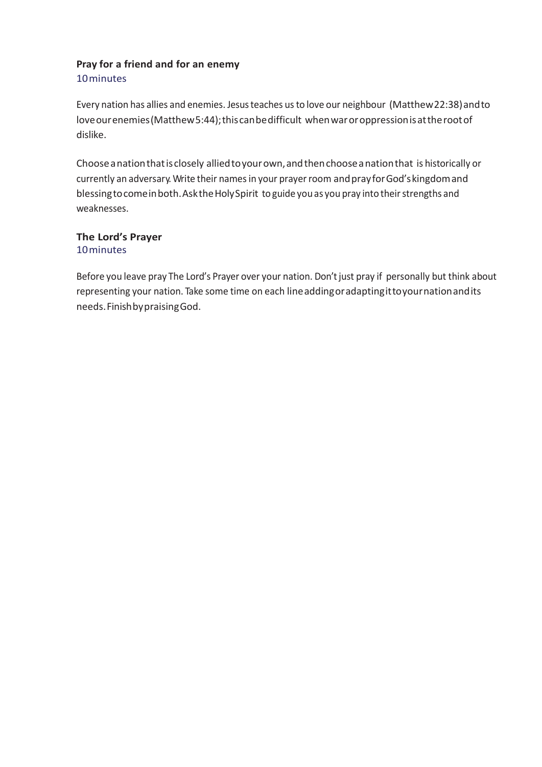**Pray for a friend and for an enemy**
10 minutes

Every nation has allies and enemies. Jesus teaches us to love our neighbour (Matthew 22:38) and to love our enemies (Matthew 5:44); this can be difficult when war or oppression is at the root of dislike.

Choose a nation that is closely allied to your own, and then choose a nation that is historically or currently an adversary. Write their names in your prayer room and pray for God's kingdom and blessing to come in both. Ask the Holy Spirit to guide you as you pray into their strengths and weaknesses.

**The Lord's Prayer**
10 minutes

Before you leave pray The Lord's Prayer over your nation. Don't just pray if personally but think about representing your nation. Take some time on each line adding or adapting it to your nation and its needs. Finish by praising God.